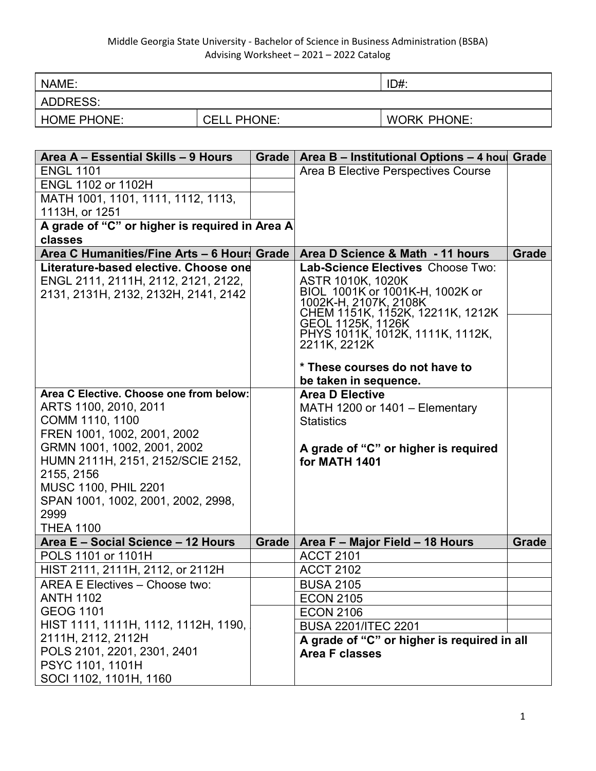Middle Georgia State University - Bachelor of Science in Business Administration (BSBA)
Advising Worksheet – 2021 – 2022 Catalog

| NAME: | | ID#: |
|---|---|---|
| ADDRESS: | | |
| HOME PHONE: | CELL PHONE: | WORK PHONE: |

| Area A – Essential Skills – 9 Hours | Grade | Area B – Institutional Options – 4 hours | Grade |
|---|---|---|---|
| ENGL 1101 | | Area B Elective Perspectives Course | |
| ENGL 1102 or 1102H | | | |
| MATH 1001, 1101, 1111, 1112, 1113, 1113H, or 1251 | | | |
| **A grade of "C" or higher is required in Area A classes** | | | |

| Area C Humanities/Fine Arts – 6 Hours | Grade | Area D Science & Math - 11 hours | Grade |
|---|---|---|---|
| **Literature-based elective. Choose one** ENGL 2111, 2111H, 2112, 2121, 2122, 2131, 2131H, 2132, 2132H, 2141, 2142 | | **Lab-Science Electives** Choose Two: ASTR 1010K, 1020K; BIOL 1001K or 1001K-H, 1002K or 1002K-H, 2107K, 2108K; CHEM 1151K, 1152K, 12211K, 1212K; GEOL 1125K, 1126K; PHYS 1011K, 1012K, 1111K, 1112K, 2211K, 2212K **\* These courses do not have to be taken in sequence.** | |
| **Area C Elective. Choose one from below:** ARTS 1100, 2010, 2011; COMM 1110, 1100; FREN 1001, 1002, 2001, 2002; GRMN 1001, 1002, 2001, 2002; HUMN 2111H, 2151, 2152/SCIE 2152, 2155, 2156; MUSC 1100, PHIL 2201; SPAN 1001, 1002, 2001, 2002, 2998, 2999; THEA 1100 | | **Area D Elective** MATH 1200 or 1401 – Elementary Statistics **A grade of "C" or higher is required for MATH 1401** | |

| Area E – Social Science – 12 Hours | Grade | Area F – Major Field – 18 Hours | Grade |
|---|---|---|---|
| POLS 1101 or 1101H | | ACCT 2101 | |
| HIST 2111, 2111H, 2112, or 2112H | | ACCT 2102 | |
| AREA E Electives – Choose two: ANTH 1102; GEOG 1101; HIST 1111, 1111H, 1112, 1112H, 1190, 2111H, 2112, 2112H; POLS 2101, 2201, 2301, 2401; PSYC 1101, 1101H; SOCI 1102, 1101H, 1160 | | BUSA 2105 | |
| | | ECON 2105 | |
| | | ECON 2106 | |
| | | BUSA 2201/ITEC 2201 | |
| | | **A grade of "C" or higher is required in all Area F classes** | |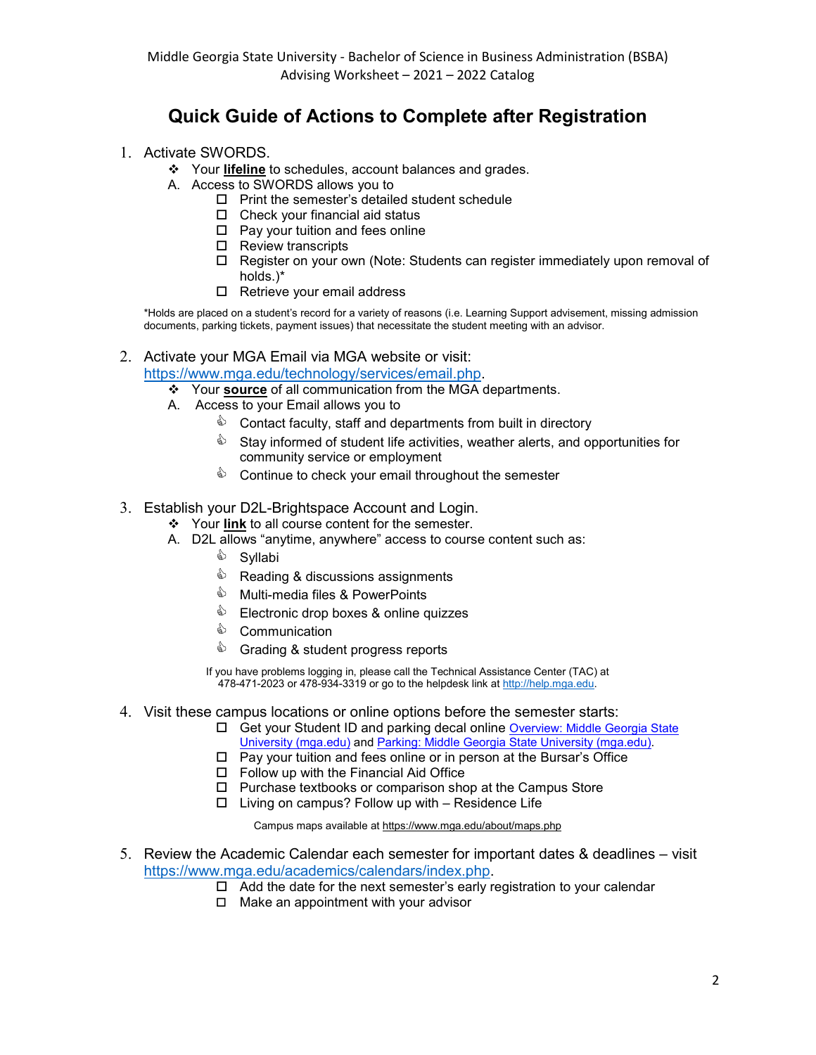# Quick Guide of Actions to Complete after Registration

1. Activate SWORDS.
   - Your **lifeline** to schedules, account balances and grades.
   
   A. Access to SWORDS allows you to
   - ☐ Print the semester's detailed student schedule
   - ☐ Check your financial aid status
   - ☐ Pay your tuition and fees online
   - ☐ Review transcripts
   - ☐ Register on your own (Note: Students can register immediately upon removal of holds.)*
   - ☐ Retrieve your email address

   *Holds are placed on a student's record for a variety of reasons (i.e. Learning Support advisement, missing admission documents, parking tickets, payment issues) that necessitate the student meeting with an advisor.

2. Activate your MGA Email via MGA website or visit: https://www.mga.edu/technology/services/email.php.
   - Your **source** of all communication from the MGA departments.
   
   A. Access to your Email allows you to
   - Contact faculty, staff and departments from built in directory
   - Stay informed of student life activities, weather alerts, and opportunities for community service or employment
   - Continue to check your email throughout the semester

3. Establish your D2L-Brightspace Account and Login.
   - Your **link** to all course content for the semester.
   
   A. D2L allows "anytime, anywhere" access to course content such as:
   - Syllabi
   - Reading & discussions assignments
   - Multi-media files & PowerPoints
   - Electronic drop boxes & online quizzes
   - Communication
   - Grading & student progress reports

   If you have problems logging in, please call the Technical Assistance Center (TAC) at 478-471-2023 or 478-934-3319 or go to the helpdesk link at http://help.mga.edu.

4. Visit these campus locations or online options before the semester starts:
   - ☐ Get your Student ID and parking decal online Overview: Middle Georgia State University (mga.edu) and Parking: Middle Georgia State University (mga.edu).
   - ☐ Pay your tuition and fees online or in person at the Bursar's Office
   - ☐ Follow up with the Financial Aid Office
   - ☐ Purchase textbooks or comparison shop at the Campus Store
   - ☐ Living on campus? Follow up with – Residence Life

   Campus maps available at https://www.mga.edu/about/maps.php

5. Review the Academic Calendar each semester for important dates & deadlines – visit https://www.mga.edu/academics/calendars/index.php.
   - ☐ Add the date for the next semester's early registration to your calendar
   - ☐ Make an appointment with your advisor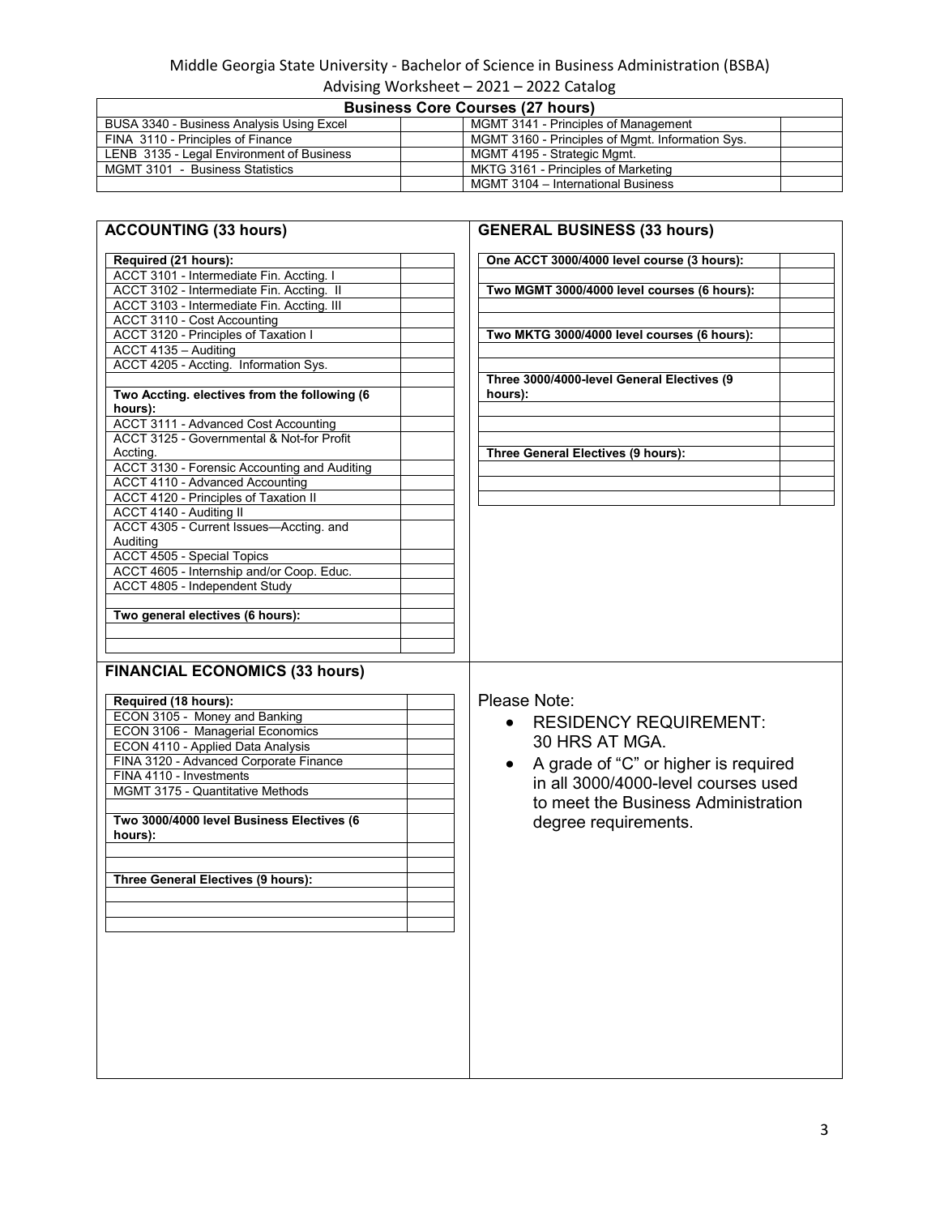Middle Georgia State University - Bachelor of Science in Business Administration (BSBA)

Advising Worksheet – 2021 – 2022 Catalog

| Business Core Courses (27 hours) | | | |
|---|---|---|---|
| BUSA 3340 - Business Analysis Using Excel | | MGMT 3141 - Principles of Management | |
| FINA 3110 - Principles of Finance | | MGMT 3160 - Principles of Mgmt. Information Sys. | |
| LENB 3135 - Legal Environment of Business | | MGMT 4195 - Strategic Mgmt. | |
| MGMT 3101 - Business Statistics | | MKTG 3161 - Principles of Marketing | |
| | | MGMT 3104 – International Business | |

## ACCOUNTING (33 hours)

| Required (21 hours): | |
|---|---|
| ACCT 3101 - Intermediate Fin. Accting. I | |
| ACCT 3102 - Intermediate Fin. Accting. II | |
| ACCT 3103 - Intermediate Fin. Accting. III | |
| ACCT 3110 - Cost Accounting | |
| ACCT 3120 - Principles of Taxation I | |
| ACCT 4135 – Auditing | |
| ACCT 4205 - Accting. Information Sys. | |
| | |
| **Two Accting. electives from the following (6 hours):** | |
| ACCT 3111 - Advanced Cost Accounting | |
| ACCT 3125 - Governmental & Not-for Profit Accting. | |
| ACCT 3130 - Forensic Accounting and Auditing | |
| ACCT 4110 - Advanced Accounting | |
| ACCT 4120 - Principles of Taxation II | |
| ACCT 4140 - Auditing II | |
| ACCT 4305 - Current Issues—Accting. and Auditing | |
| ACCT 4505 - Special Topics | |
| ACCT 4605 - Internship and/or Coop. Educ. | |
| ACCT 4805 - Independent Study | |
| | |
| **Two general electives (6 hours):** | |
| | |
| | |

## GENERAL BUSINESS (33 hours)

| One ACCT 3000/4000 level course (3 hours): | |
|---|---|
| | |
| **Two MGMT 3000/4000 level courses (6 hours):** | |
| | |
| | |
| **Two MKTG 3000/4000 level courses (6 hours):** | |
| | |
| | |
| **Three 3000/4000-level General Electives (9 hours):** | |
| | |
| | |
| | |
| **Three General Electives (9 hours):** | |
| | |
| | |
| | |

## FINANCIAL ECONOMICS (33 hours)

| Required (18 hours): | |
|---|---|
| ECON 3105 - Money and Banking | |
| ECON 3106 - Managerial Economics | |
| ECON 4110 - Applied Data Analysis | |
| FINA 3120 - Advanced Corporate Finance | |
| FINA 4110 - Investments | |
| MGMT 3175 - Quantitative Methods | |
| | |
| **Two 3000/4000 level Business Electives (6 hours):** | |
| | |
| | |
| **Three General Electives (9 hours):** | |
| | |
| | |
| | |

Please Note:

- RESIDENCY REQUIREMENT: 30 HRS AT MGA.
- A grade of "C" or higher is required in all 3000/4000-level courses used to meet the Business Administration degree requirements.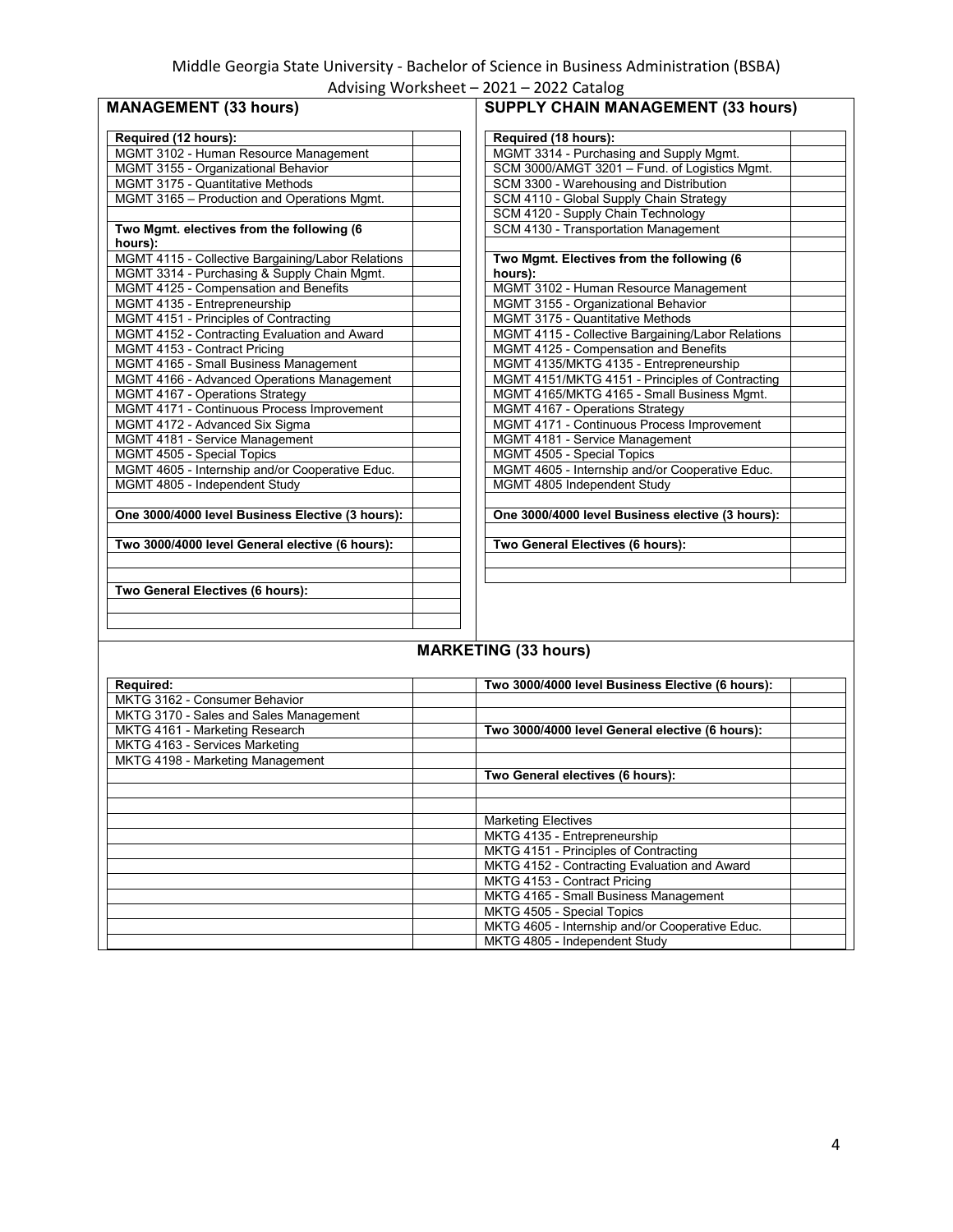Middle Georgia State University - Bachelor of Science in Business Administration (BSBA)
Advising Worksheet – 2021 – 2022 Catalog

## MANAGEMENT (33 hours)

| | |
|---|---|
| **Required (12 hours):** | |
| MGMT 3102 - Human Resource Management | |
| MGMT 3155 - Organizational Behavior | |
| MGMT 3175 - Quantitative Methods | |
| MGMT 3165 – Production and Operations Mgmt. | |
| | |
| **Two Mgmt. electives from the following (6 hours):** | |
| MGMT 4115 - Collective Bargaining/Labor Relations | |
| MGMT 3314 - Purchasing & Supply Chain Mgmt. | |
| MGMT 4125 - Compensation and Benefits | |
| MGMT 4135 - Entrepreneurship | |
| MGMT 4151 - Principles of Contracting | |
| MGMT 4152 - Contracting Evaluation and Award | |
| MGMT 4153 - Contract Pricing | |
| MGMT 4165 - Small Business Management | |
| MGMT 4166 - Advanced Operations Management | |
| MGMT 4167 - Operations Strategy | |
| MGMT 4171 - Continuous Process Improvement | |
| MGMT 4172 - Advanced Six Sigma | |
| MGMT 4181 - Service Management | |
| MGMT 4505 - Special Topics | |
| MGMT 4605 - Internship and/or Cooperative Educ. | |
| MGMT 4805 - Independent Study | |
| | |
| **One 3000/4000 level Business Elective (3 hours):** | |
| | |
| **Two 3000/4000 level General elective (6 hours):** | |
| | |
| | |
| **Two General Electives (6 hours):** | |
| | |
| | |

## SUPPLY CHAIN MANAGEMENT (33 hours)

| | |
|---|---|
| **Required (18 hours):** | |
| MGMT 3314 - Purchasing and Supply Mgmt. | |
| SCM 3000/AMGT 3201 – Fund. of Logistics Mgmt. | |
| SCM 3300 - Warehousing and Distribution | |
| SCM 4110 - Global Supply Chain Strategy | |
| SCM 4120 - Supply Chain Technology | |
| SCM 4130 - Transportation Management | |
| | |
| **Two Mgmt. Electives from the following (6 hours):** | |
| MGMT 3102 - Human Resource Management | |
| MGMT 3155 - Organizational Behavior | |
| MGMT 3175 - Quantitative Methods | |
| MGMT 4115 - Collective Bargaining/Labor Relations | |
| MGMT 4125 - Compensation and Benefits | |
| MGMT 4135/MKTG 4135 - Entrepreneurship | |
| MGMT 4151/MKTG 4151 - Principles of Contracting | |
| MGMT 4165/MKTG 4165 - Small Business Mgmt. | |
| MGMT 4167 - Operations Strategy | |
| MGMT 4171 - Continuous Process Improvement | |
| MGMT 4181 - Service Management | |
| MGMT 4505 - Special Topics | |
| MGMT 4605 - Internship and/or Cooperative Educ. | |
| MGMT 4805 Independent Study | |
| | |
| **One 3000/4000 level Business elective (3 hours):** | |
| | |
| **Two General Electives (6 hours):** | |
| | |
| | |

## MARKETING (33 hours)

| | | | |
|---|---|---|---|
| **Required:** | | **Two 3000/4000 level Business Elective (6 hours):** | |
| MKTG 3162 - Consumer Behavior | | | |
| MKTG 3170 - Sales and Sales Management | | | |
| MKTG 4161 - Marketing Research | | **Two 3000/4000 level General elective (6 hours):** | |
| MKTG 4163 - Services Marketing | | | |
| MKTG 4198 - Marketing Management | | | |
| | | **Two General electives (6 hours):** | |
| | | | |
| | | | |
| | | Marketing Electives | |
| | | MKTG 4135 - Entrepreneurship | |
| | | MKTG 4151 - Principles of Contracting | |
| | | MKTG 4152 - Contracting Evaluation and Award | |
| | | MKTG 4153 - Contract Pricing | |
| | | MKTG 4165 - Small Business Management | |
| | | MKTG 4505 - Special Topics | |
| | | MKTG 4605 - Internship and/or Cooperative Educ. | |
| | | MKTG 4805 - Independent Study | |